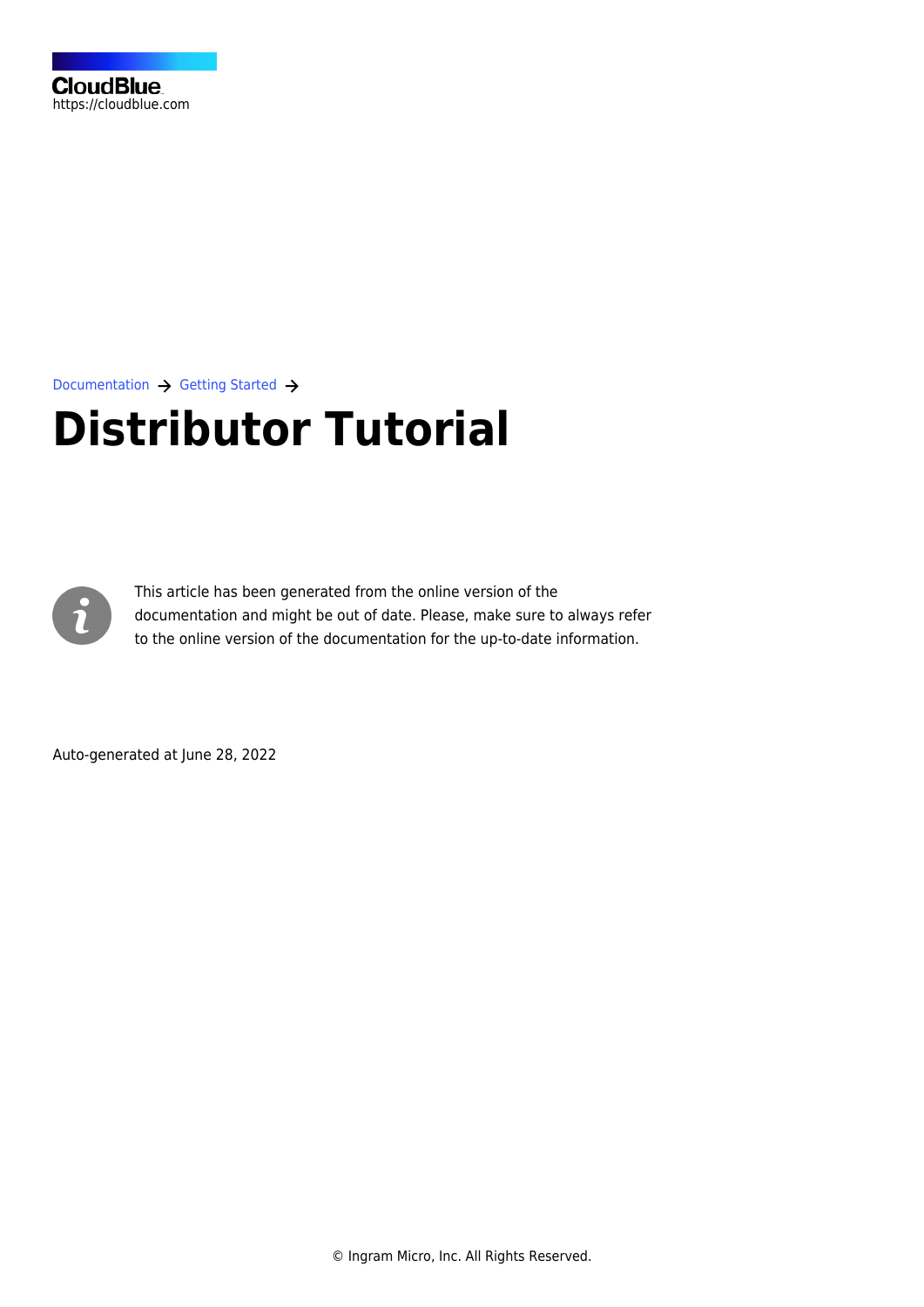CloudBlue
https://cloudblue.com

Documentation → Getting Started →

# Distributor Tutorial

This article has been generated from the online version of the documentation and might be out of date. Please, make sure to always refer to the online version of the documentation for the up-to-date information.

Auto-generated at June 28, 2022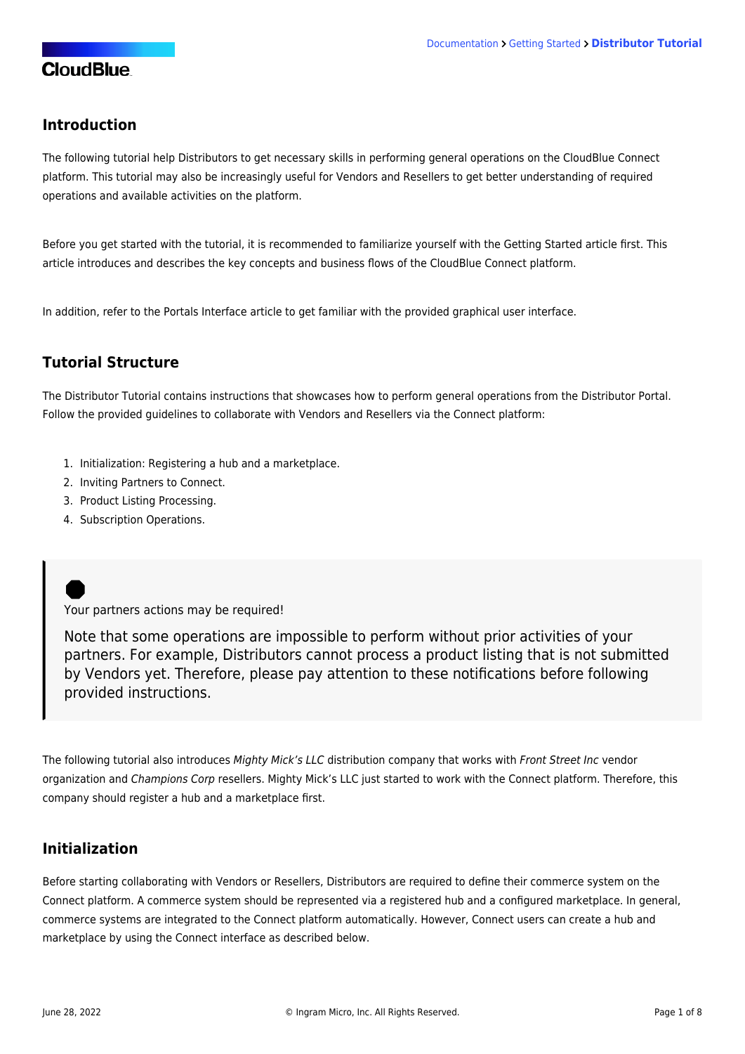## Introduction

The following tutorial help Distributors to get necessary skills in performing general operations on the CloudBlue Connect platform. This tutorial may also be increasingly useful for Vendors and Resellers to get better understanding of required operations and available activities on the platform.

Before you get started with the tutorial, it is recommended to familiarize yourself with the Getting Started article first. This article introduces and describes the key concepts and business flows of the CloudBlue Connect platform.

In addition, refer to the Portals Interface article to get familiar with the provided graphical user interface.

## Tutorial Structure

The Distributor Tutorial contains instructions that showcases how to perform general operations from the Distributor Portal. Follow the provided guidelines to collaborate with Vendors and Resellers via the Connect platform:

1. Initialization: Registering a hub and a marketplace.
2. Inviting Partners to Connect.
3. Product Listing Processing.
4. Subscription Operations.

> Your partners actions may be required!
>
> Note that some operations are impossible to perform without prior activities of your partners. For example, Distributors cannot process a product listing that is not submitted by Vendors yet. Therefore, please pay attention to these notifications before following provided instructions.

The following tutorial also introduces *Mighty Mick's LLC* distribution company that works with *Front Street Inc* vendor organization and *Champions Corp* resellers. Mighty Mick's LLC just started to work with the Connect platform. Therefore, this company should register a hub and a marketplace first.

## Initialization

Before starting collaborating with Vendors or Resellers, Distributors are required to define their commerce system on the Connect platform. A commerce system should be represented via a registered hub and a configured marketplace. In general, commerce systems are integrated to the Connect platform automatically. However, Connect users can create a hub and marketplace by using the Connect interface as described below.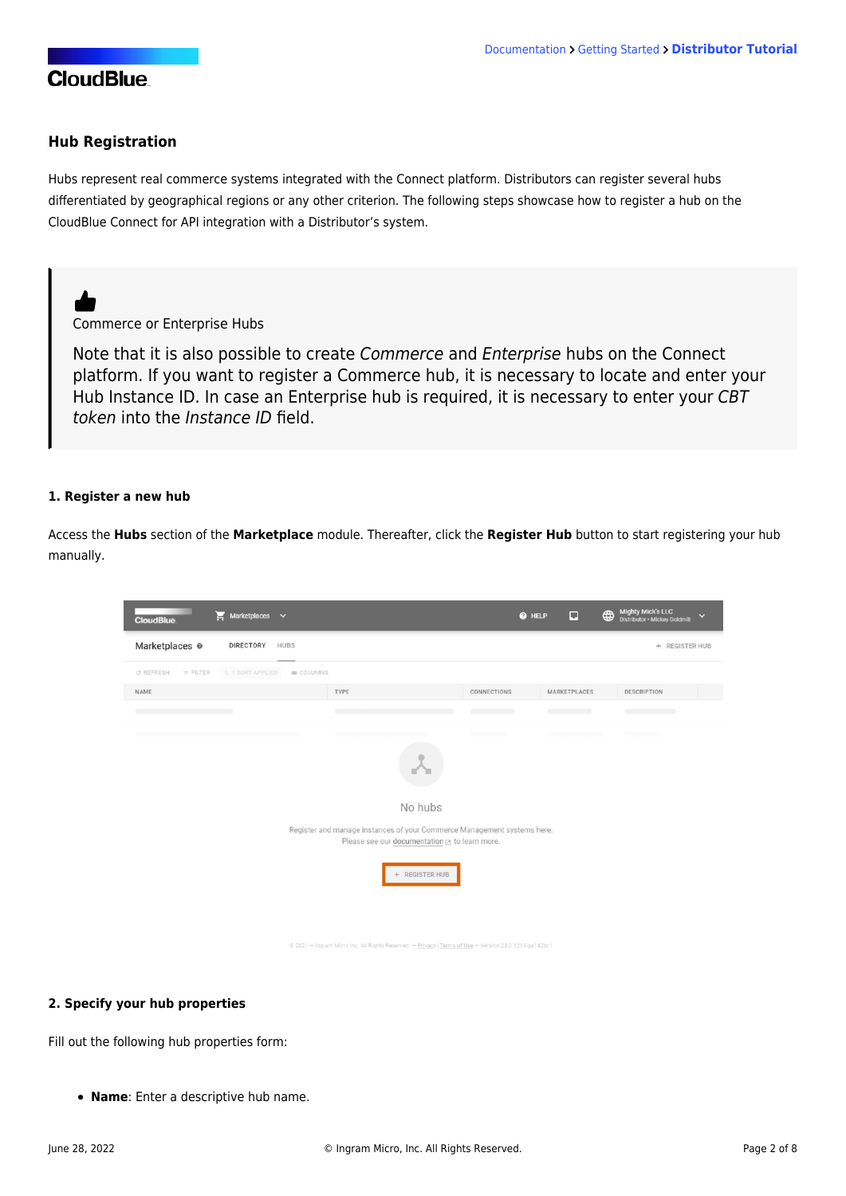## Hub Registration

Hubs represent real commerce systems integrated with the Connect platform. Distributors can register several hubs differentiated by geographical regions or any other criterion. The following steps showcase how to register a hub on the CloudBlue Connect for API integration with a Distributor's system.

> Commerce or Enterprise Hubs
>
> Note that it is also possible to create *Commerce* and *Enterprise* hubs on the Connect platform. If you want to register a Commerce hub, it is necessary to locate and enter your Hub Instance ID. In case an Enterprise hub is required, it is necessary to enter your *CBT token* into the *Instance ID* field.

#### 1. Register a new hub

Access the **Hubs** section of the **Marketplace** module. Thereafter, click the **Register Hub** button to start registering your hub manually.

#### 2. Specify your hub properties

Fill out the following hub properties form:

- **Name**: Enter a descriptive hub name.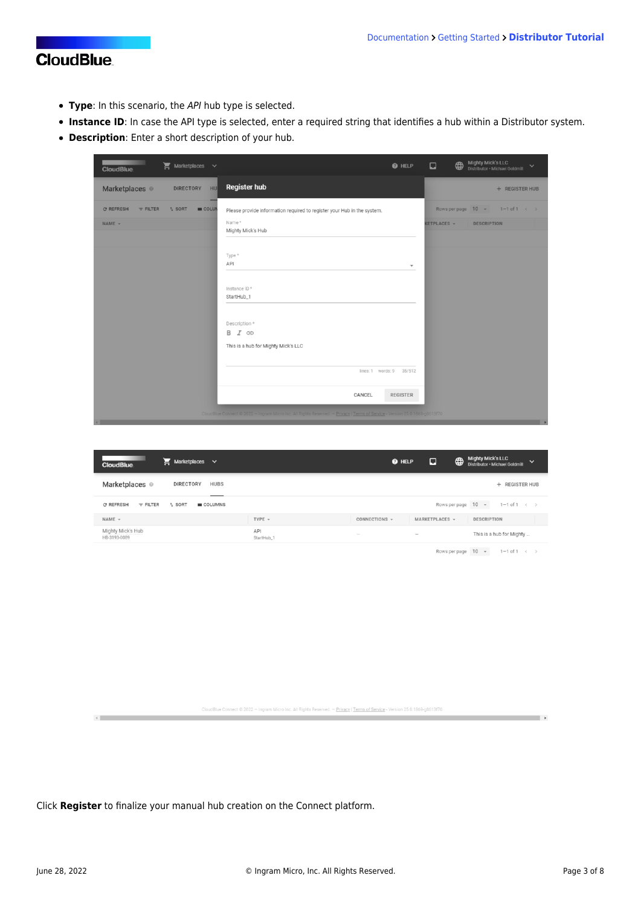- **Type**: In this scenario, the *API* hub type is selected.
- **Instance ID**: In case the API type is selected, enter a required string that identifies a hub within a Distributor system.
- **Description**: Enter a short description of your hub.

Click **Register** to finalize your manual hub creation on the Connect platform.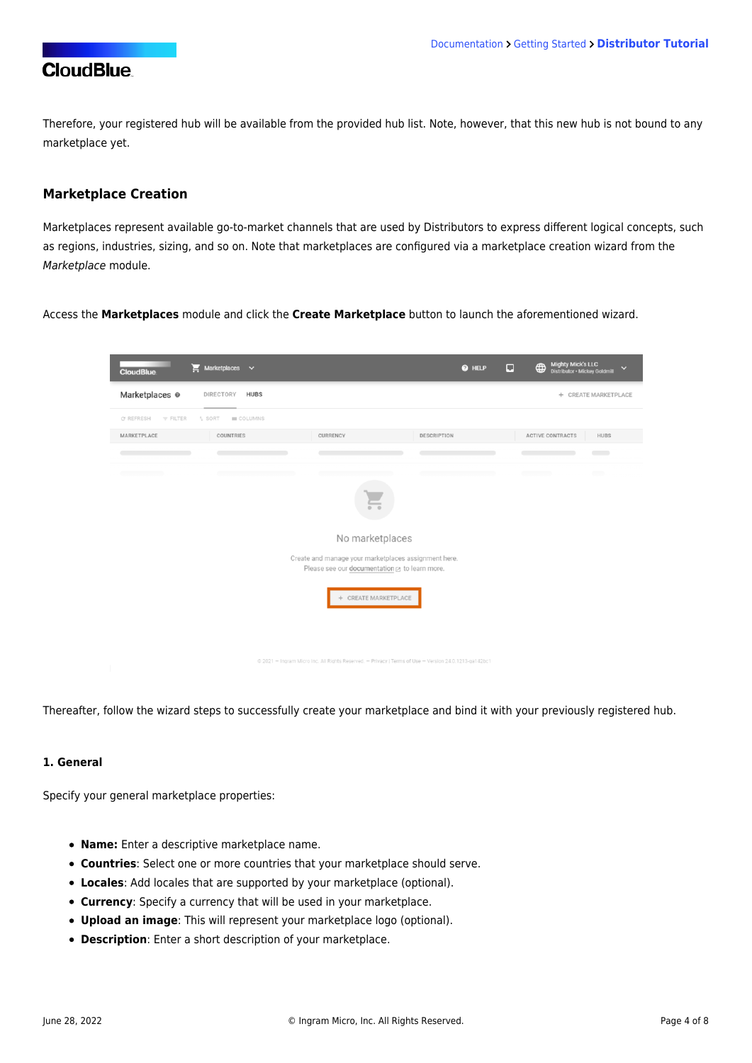Therefore, your registered hub will be available from the provided hub list. Note, however, that this new hub is not bound to any marketplace yet.

### Marketplace Creation

Marketplaces represent available go-to-market channels that are used by Distributors to express different logical concepts, such as regions, industries, sizing, and so on. Note that marketplaces are configured via a marketplace creation wizard from the *Marketplace* module.

Access the **Marketplaces** module and click the **Create Marketplace** button to launch the aforementioned wizard.

Thereafter, follow the wizard steps to successfully create your marketplace and bind it with your previously registered hub.

#### 1. General

Specify your general marketplace properties:

- **Name:** Enter a descriptive marketplace name.
- **Countries**: Select one or more countries that your marketplace should serve.
- **Locales**: Add locales that are supported by your marketplace (optional).
- **Currency**: Specify a currency that will be used in your marketplace.
- **Upload an image**: This will represent your marketplace logo (optional).
- **Description**: Enter a short description of your marketplace.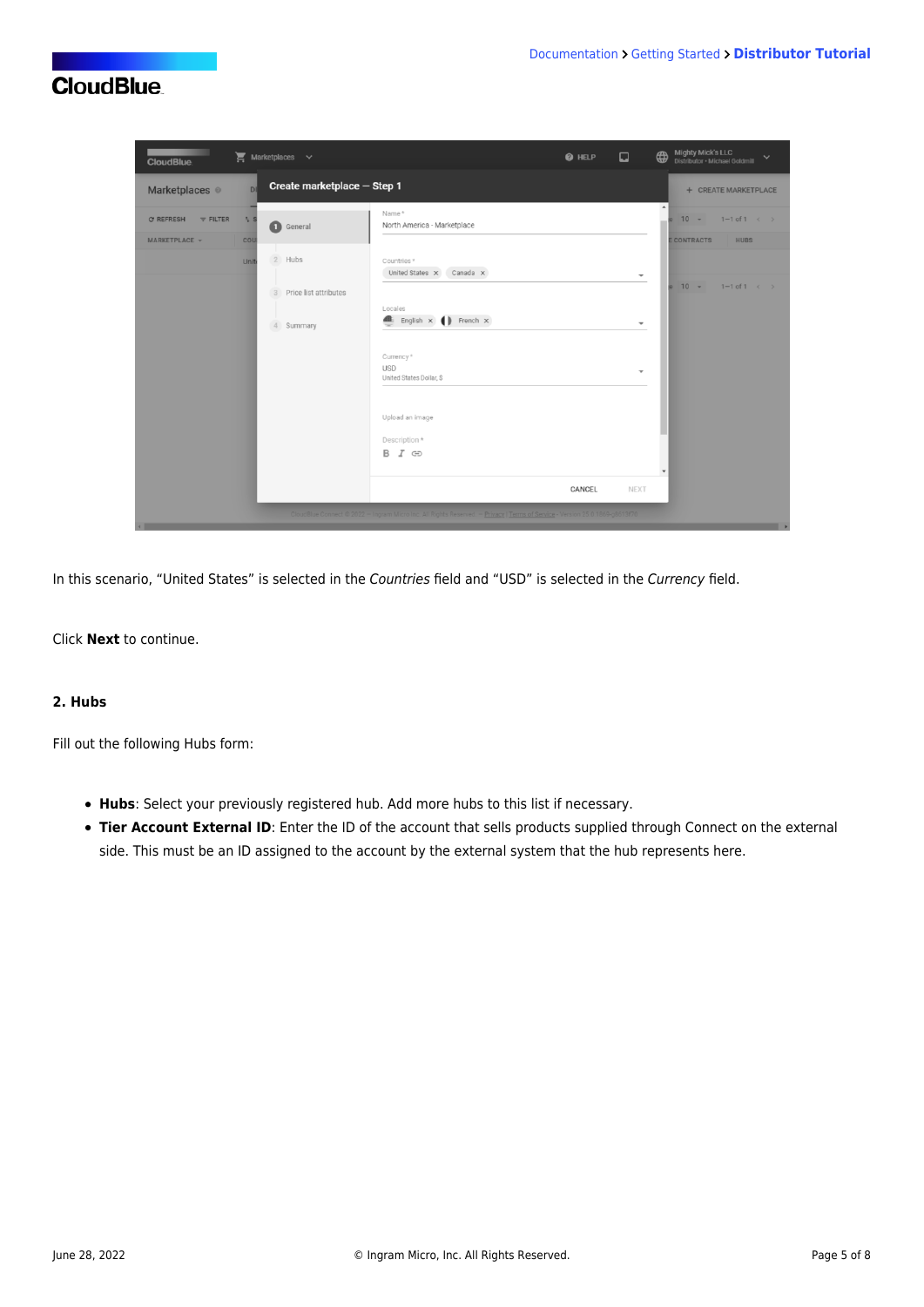In this scenario, “United States” is selected in the *Countries* field and “USD” is selected in the *Currency* field.

Click **Next** to continue.

#### 2. Hubs

Fill out the following Hubs form:

- **Hubs**: Select your previously registered hub. Add more hubs to this list if necessary.
- **Tier Account External ID**: Enter the ID of the account that sells products supplied through Connect on the external side. This must be an ID assigned to the account by the external system that the hub represents here.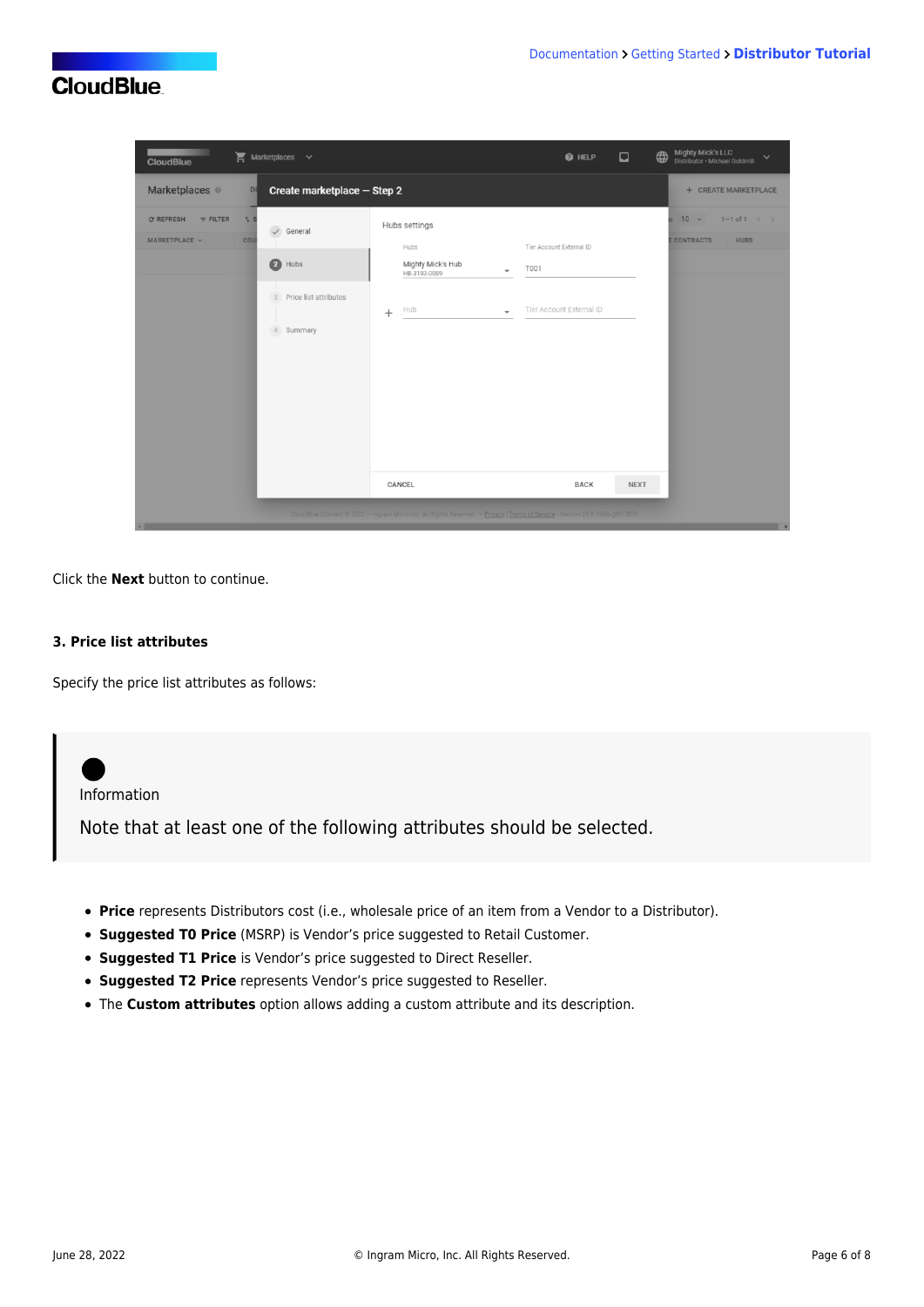Click the **Next** button to continue.

### 3. Price list attributes

Specify the price list attributes as follows:

> Information
>
> Note that at least one of the following attributes should be selected.

- **Price** represents Distributors cost (i.e., wholesale price of an item from a Vendor to a Distributor).
- **Suggested T0 Price** (MSRP) is Vendor's price suggested to Retail Customer.
- **Suggested T1 Price** is Vendor's price suggested to Direct Reseller.
- **Suggested T2 Price** represents Vendor's price suggested to Reseller.
- The **Custom attributes** option allows adding a custom attribute and its description.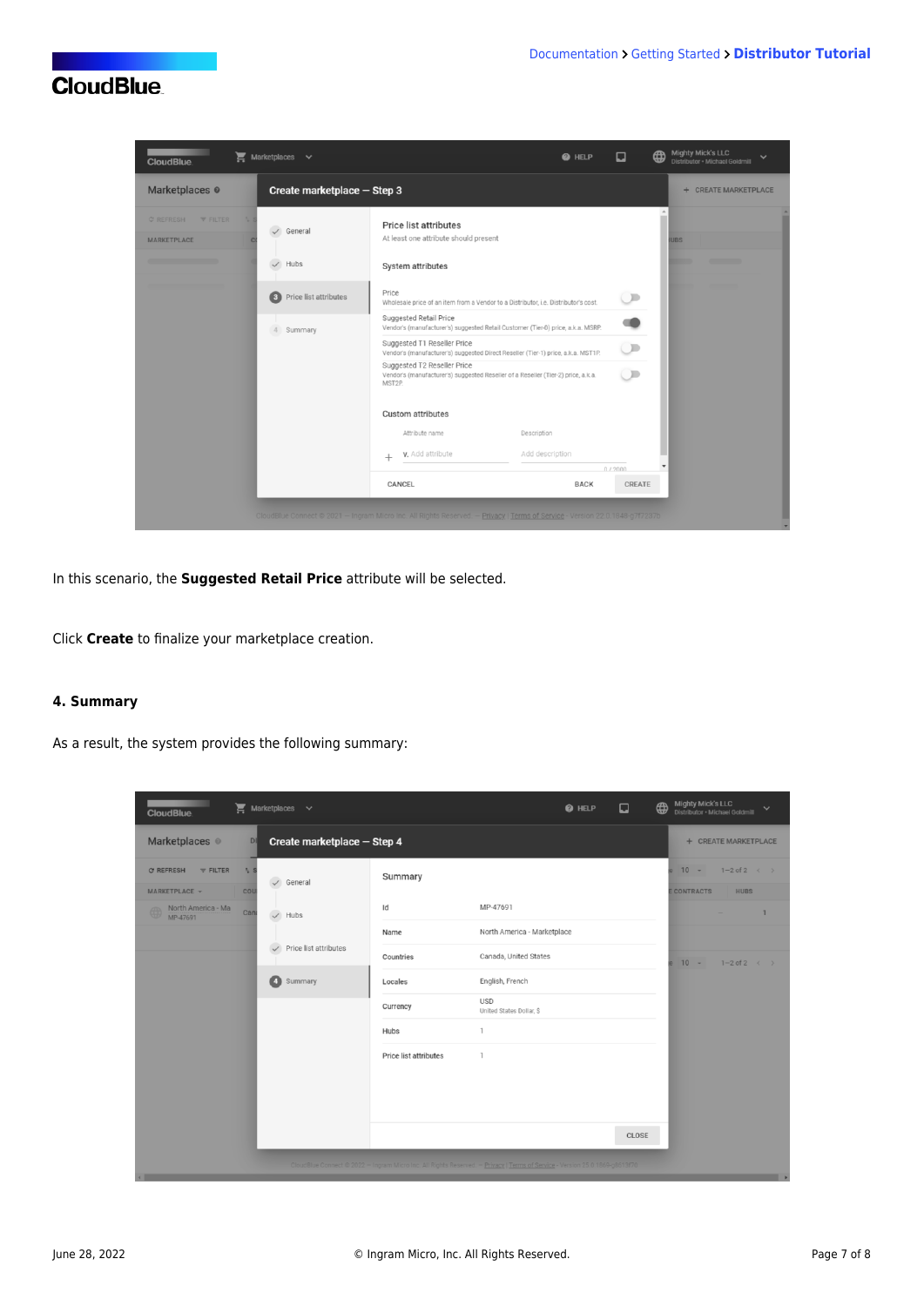In this scenario, the **Suggested Retail Price** attribute will be selected.

Click **Create** to finalize your marketplace creation.

#### 4. Summary

As a result, the system provides the following summary: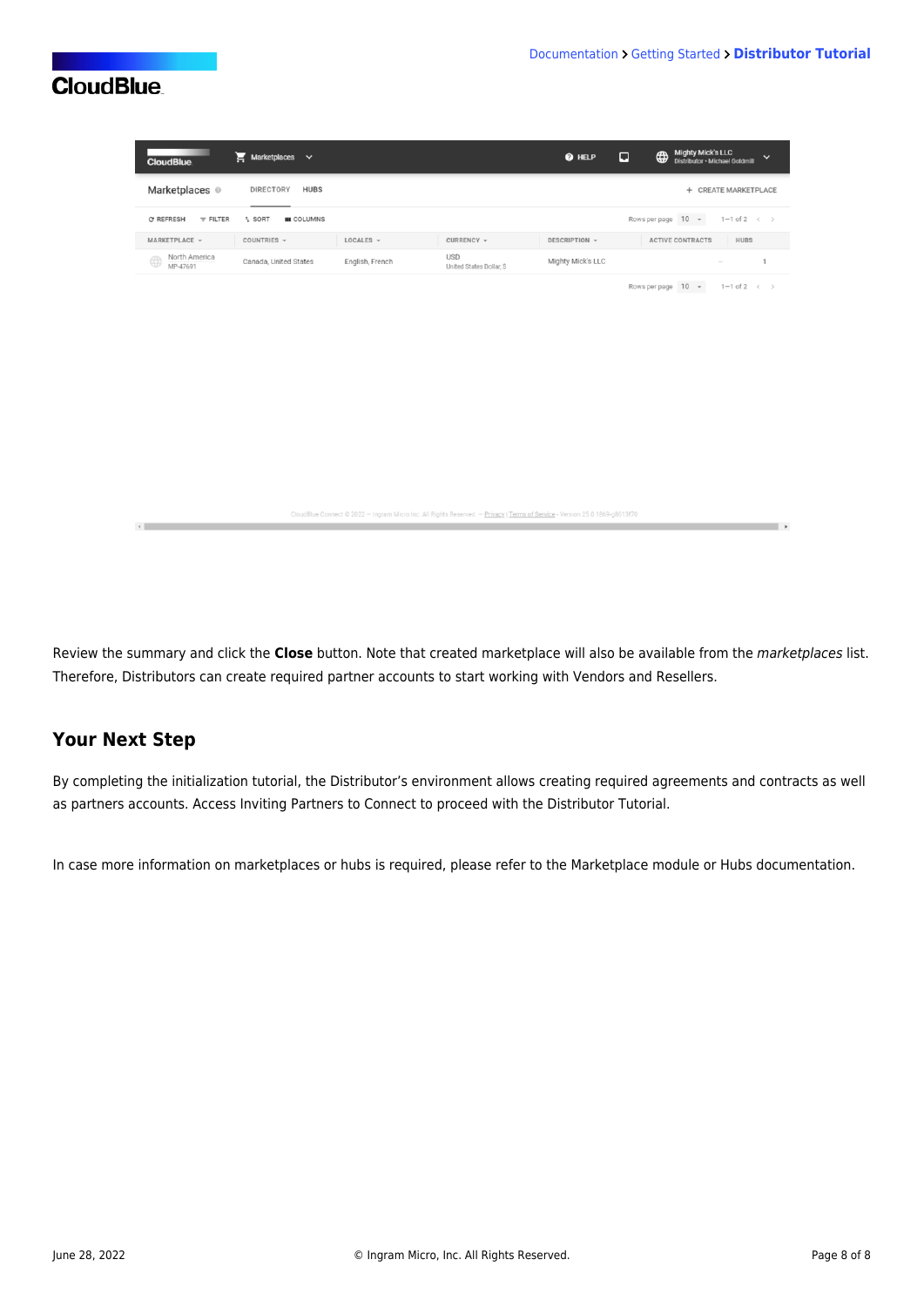Review the summary and click the **Close** button. Note that created marketplace will also be available from the *marketplaces* list. Therefore, Distributors can create required partner accounts to start working with Vendors and Resellers.

## Your Next Step

By completing the initialization tutorial, the Distributor's environment allows creating required agreements and contracts as well as partners accounts. Access Inviting Partners to Connect to proceed with the Distributor Tutorial.

In case more information on marketplaces or hubs is required, please refer to the Marketplace module or Hubs documentation.